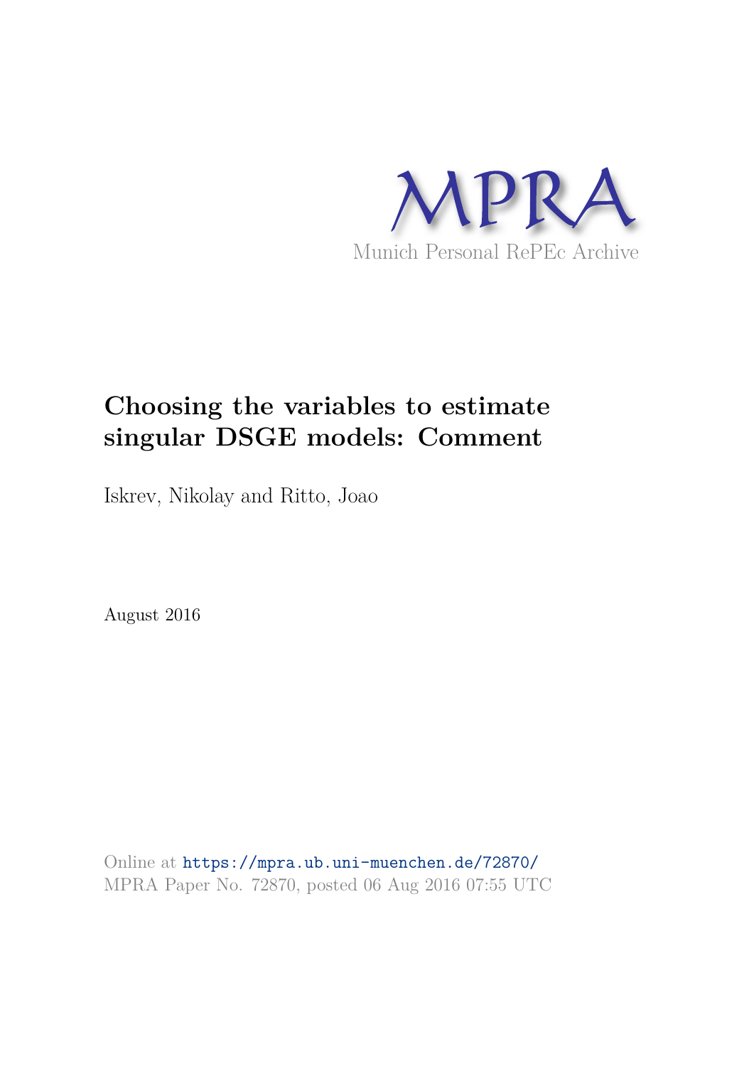MPRA

Munich Personal RePEc Archive

# Choosing the variables to estimate singular DSGE models: Comment

Iskrev, Nikolay and Ritto, Joao

August 2016

Online at https://mpra.ub.uni-muenchen.de/72870/
MPRA Paper No. 72870, posted 06 Aug 2016 07:55 UTC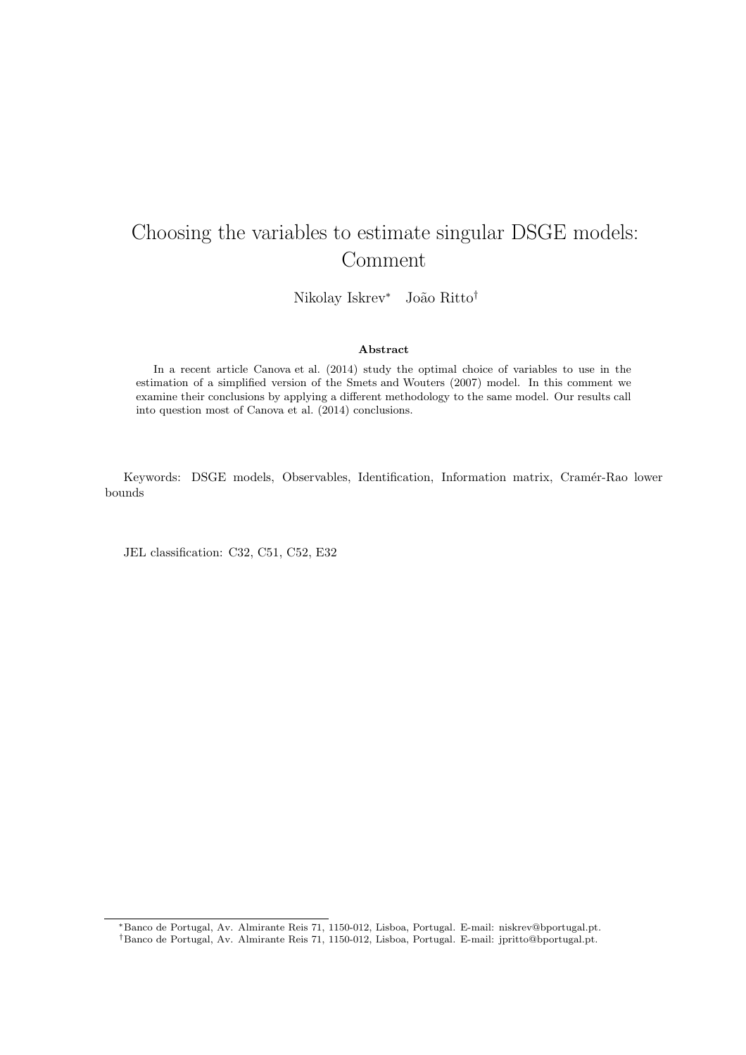# Choosing the variables to estimate singular DSGE models: Comment

Nikolay Iskrev[*] João Ritto[†]

### Abstract

In a recent article Canova et al. (2014) study the optimal choice of variables to use in the estimation of a simplified version of the Smets and Wouters (2007) model. In this comment we examine their conclusions by applying a different methodology to the same model. Our results call into question most of Canova et al. (2014) conclusions.

Keywords: DSGE models, Observables, Identification, Information matrix, Cramér-Rao lower bounds

JEL classification: C32, C51, C52, E32

---

[*] Banco de Portugal, Av. Almirante Reis 71, 1150-012, Lisboa, Portugal. E-mail: niskrev@bportugal.pt.

[†] Banco de Portugal, Av. Almirante Reis 71, 1150-012, Lisboa, Portugal. E-mail: jpritto@bportugal.pt.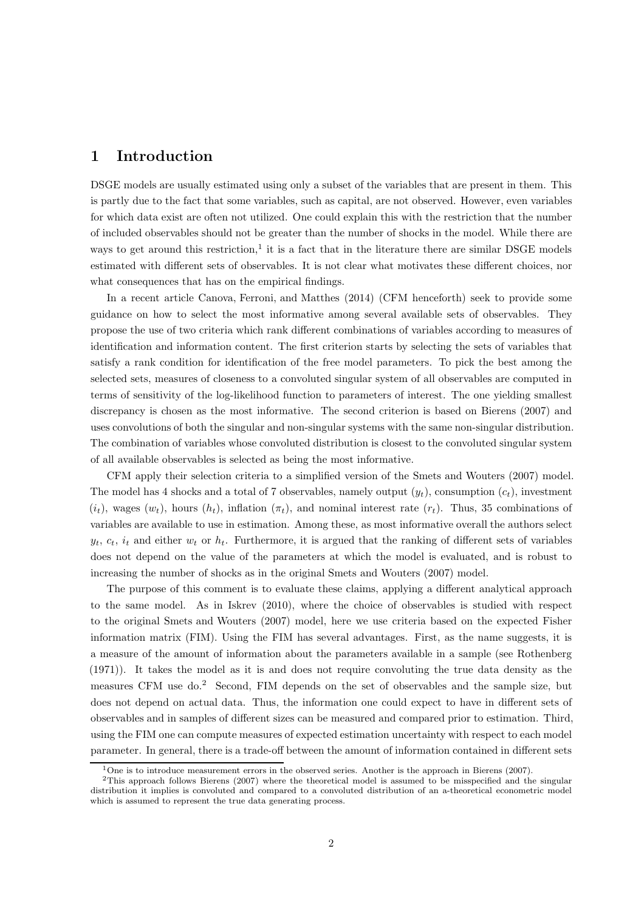# 1 Introduction

DSGE models are usually estimated using only a subset of the variables that are present in them. This is partly due to the fact that some variables, such as capital, are not observed. However, even variables for which data exist are often not utilized. One could explain this with the restriction that the number of included observables should not be greater than the number of shocks in the model. While there are ways to get around this restriction,[1] it is a fact that in the literature there are similar DSGE models estimated with different sets of observables. It is not clear what motivates these different choices, nor what consequences that has on the empirical findings.

In a recent article Canova, Ferroni, and Matthes (2014) (CFM henceforth) seek to provide some guidance on how to select the most informative among several available sets of observables. They propose the use of two criteria which rank different combinations of variables according to measures of identification and information content. The first criterion starts by selecting the sets of variables that satisfy a rank condition for identification of the free model parameters. To pick the best among the selected sets, measures of closeness to a convoluted singular system of all observables are computed in terms of sensitivity of the log-likelihood function to parameters of interest. The one yielding smallest discrepancy is chosen as the most informative. The second criterion is based on Bierens (2007) and uses convolutions of both the singular and non-singular systems with the same non-singular distribution. The combination of variables whose convoluted distribution is closest to the convoluted singular system of all available observables is selected as being the most informative.

CFM apply their selection criteria to a simplified version of the Smets and Wouters (2007) model. The model has 4 shocks and a total of 7 observables, namely output ($y_t$), consumption ($c_t$), investment ($i_t$), wages ($w_t$), hours ($h_t$), inflation ($\pi_t$), and nominal interest rate ($r_t$). Thus, 35 combinations of variables are available to use in estimation. Among these, as most informative overall the authors select $y_t$, $c_t$, $i_t$ and either $w_t$ or $h_t$. Furthermore, it is argued that the ranking of different sets of variables does not depend on the value of the parameters at which the model is evaluated, and is robust to increasing the number of shocks as in the original Smets and Wouters (2007) model.

The purpose of this comment is to evaluate these claims, applying a different analytical approach to the same model. As in Iskrev (2010), where the choice of observables is studied with respect to the original Smets and Wouters (2007) model, here we use criteria based on the expected Fisher information matrix (FIM). Using the FIM has several advantages. First, as the name suggests, it is a measure of the amount of information about the parameters available in a sample (see Rothenberg (1971)). It takes the model as it is and does not require convoluting the true data density as the measures CFM use do.[2] Second, FIM depends on the set of observables and the sample size, but does not depend on actual data. Thus, the information one could expect to have in different sets of observables and in samples of different sizes can be measured and compared prior to estimation. Third, using the FIM one can compute measures of expected estimation uncertainty with respect to each model parameter. In general, there is a trade-off between the amount of information contained in different sets

[1] One is to introduce measurement errors in the observed series. Another is the approach in Bierens (2007).

[2] This approach follows Bierens (2007) where the theoretical model is assumed to be misspecified and the singular distribution it implies is convoluted and compared to a convoluted distribution of an a-theoretical econometric model which is assumed to represent the true data generating process.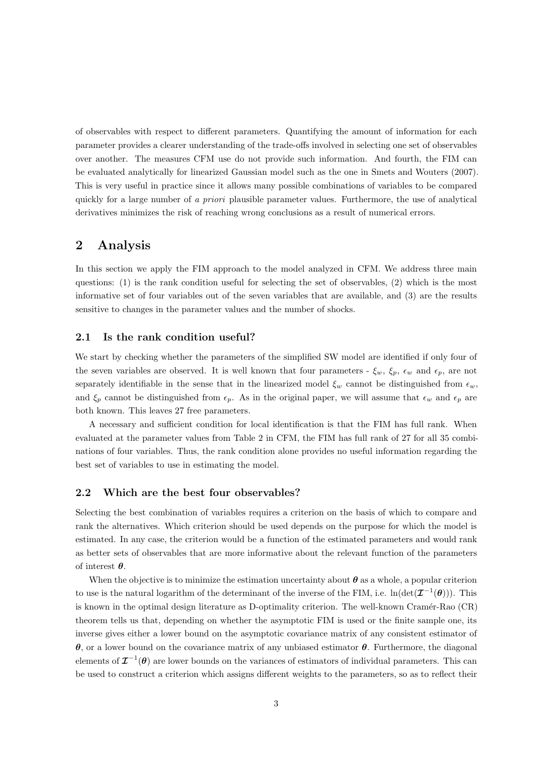of observables with respect to different parameters. Quantifying the amount of information for each parameter provides a clearer understanding of the trade-offs involved in selecting one set of observables over another. The measures CFM use do not provide such information. And fourth, the FIM can be evaluated analytically for linearized Gaussian model such as the one in Smets and Wouters (2007). This is very useful in practice since it allows many possible combinations of variables to be compared quickly for a large number of *a priori* plausible parameter values. Furthermore, the use of analytical derivatives minimizes the risk of reaching wrong conclusions as a result of numerical errors.

## 2 Analysis

In this section we apply the FIM approach to the model analyzed in CFM. We address three main questions: (1) is the rank condition useful for selecting the set of observables, (2) which is the most informative set of four variables out of the seven variables that are available, and (3) are the results sensitive to changes in the parameter values and the number of shocks.

### 2.1 Is the rank condition useful?

We start by checking whether the parameters of the simplified SW model are identified if only four of the seven variables are observed. It is well known that four parameters - $\xi_w$, $\xi_p$, $\epsilon_w$ and $\epsilon_p$, are not separately identifiable in the sense that in the linearized model $\xi_w$ cannot be distinguished from $\epsilon_w$, and $\xi_p$ cannot be distinguished from $\epsilon_p$. As in the original paper, we will assume that $\epsilon_w$ and $\epsilon_p$ are both known. This leaves 27 free parameters.

A necessary and sufficient condition for local identification is that the FIM has full rank. When evaluated at the parameter values from Table 2 in CFM, the FIM has full rank of 27 for all 35 combinations of four variables. Thus, the rank condition alone provides no useful information regarding the best set of variables to use in estimating the model.

### 2.2 Which are the best four observables?

Selecting the best combination of variables requires a criterion on the basis of which to compare and rank the alternatives. Which criterion should be used depends on the purpose for which the model is estimated. In any case, the criterion would be a function of the estimated parameters and would rank as better sets of observables that are more informative about the relevant function of the parameters of interest $\boldsymbol{\theta}$.

When the objective is to minimize the estimation uncertainty about $\boldsymbol{\theta}$ as a whole, a popular criterion to use is the natural logarithm of the determinant of the inverse of the FIM, i.e. $\ln(\det(\boldsymbol{\mathcal{I}}^{-1}(\boldsymbol{\theta})))$. This is known in the optimal design literature as D-optimality criterion. The well-known Cramér-Rao (CR) theorem tells us that, depending on whether the asymptotic FIM is used or the finite sample one, its inverse gives either a lower bound on the asymptotic covariance matrix of any consistent estimator of $\boldsymbol{\theta}$, or a lower bound on the covariance matrix of any unbiased estimator $\boldsymbol{\theta}$. Furthermore, the diagonal elements of $\boldsymbol{\mathcal{I}}^{-1}(\boldsymbol{\theta})$ are lower bounds on the variances of estimators of individual parameters. This can be used to construct a criterion which assigns different weights to the parameters, so as to reflect their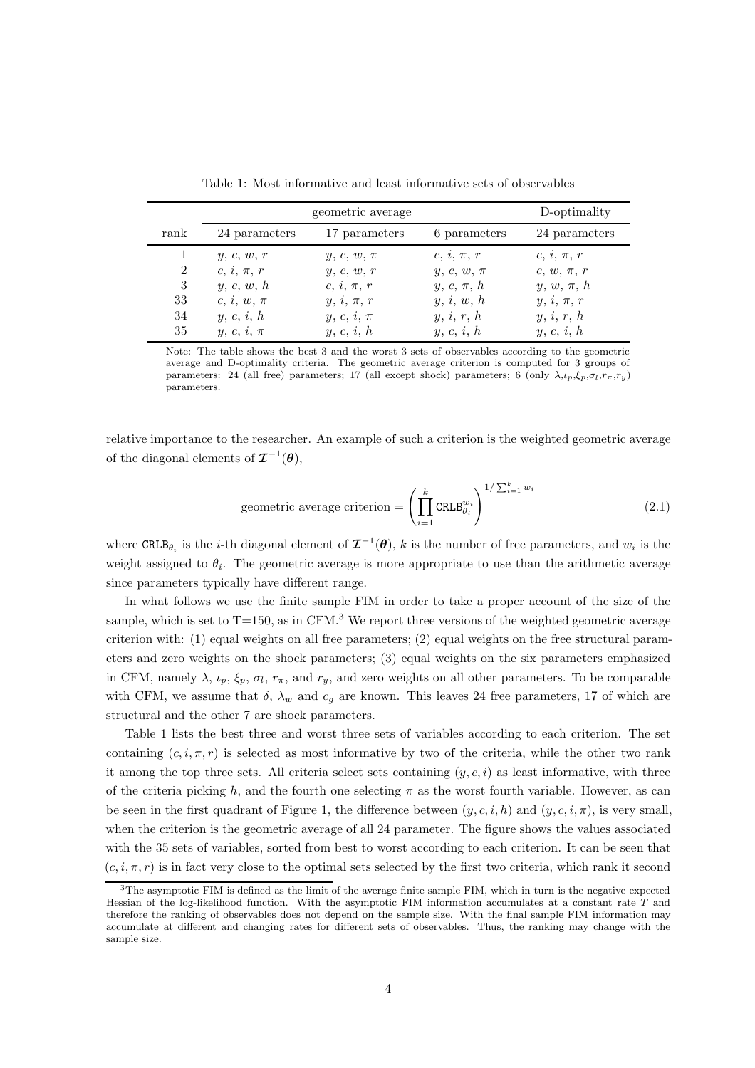Table 1: Most informative and least informative sets of observables

| | geometric average | | | D-optimality |
|---|---|---|---|---|
| rank | 24 parameters | 17 parameters | 6 parameters | 24 parameters |
| 1 | $y$, $c$, $w$, $r$ | $y$, $c$, $w$, $\pi$ | $c$, $i$, $\pi$, $r$ | $c$, $i$, $\pi$, $r$ |
| 2 | $c$, $i$, $\pi$, $r$ | $y$, $c$, $w$, $r$ | $y$, $c$, $w$, $\pi$ | $c$, $w$, $\pi$, $r$ |
| 3 | $y$, $c$, $w$, $h$ | $c$, $i$, $\pi$, $r$ | $y$, $c$, $\pi$, $h$ | $y$, $w$, $\pi$, $h$ |
| 33 | $c$, $i$, $w$, $\pi$ | $y$, $i$, $\pi$, $r$ | $y$, $i$, $w$, $h$ | $y$, $i$, $\pi$, $r$ |
| 34 | $y$, $c$, $i$, $h$ | $y$, $c$, $i$, $\pi$ | $y$, $i$, $r$, $h$ | $y$, $i$, $r$, $h$ |
| 35 | $y$, $c$, $i$, $\pi$ | $y$, $c$, $i$, $h$ | $y$, $c$, $i$, $h$ | $y$, $c$, $i$, $h$ |

Note: The table shows the best 3 and the worst 3 sets of observables according to the geometric average and D-optimality criteria. The geometric average criterion is computed for 3 groups of parameters: 24 (all free) parameters; 17 (all except shock) parameters; 6 (only $\lambda$,$\iota_p$,$\xi_p$,$\sigma_l$,$r_\pi$,$r_y$) parameters.

relative importance to the researcher. An example of such a criterion is the weighted geometric average of the diagonal elements of $\boldsymbol{\mathcal{I}}^{-1}(\boldsymbol{\theta})$,

$$\text{geometric average criterion} = \left( \prod_{i=1}^{k} \texttt{CRLB}_{\theta_i}^{w_i} \right)^{1/\sum_{i=1}^{k} w_i} \tag{2.1}$$

where $\texttt{CRLB}_{\theta_i}$ is the $i$-th diagonal element of $\boldsymbol{\mathcal{I}}^{-1}(\boldsymbol{\theta})$, $k$ is the number of free parameters, and $w_i$ is the weight assigned to $\theta_i$. The geometric average is more appropriate to use than the arithmetic average since parameters typically have different range.

In what follows we use the finite sample FIM in order to take a proper account of the size of the sample, which is set to T=150, as in CFM.[3] We report three versions of the weighted geometric average criterion with: (1) equal weights on all free parameters; (2) equal weights on the free structural parameters and zero weights on the shock parameters; (3) equal weights on the six parameters emphasized in CFM, namely $\lambda$, $\iota_p$, $\xi_p$, $\sigma_l$, $r_\pi$, and $r_y$, and zero weights on all other parameters. To be comparable with CFM, we assume that $\delta$, $\lambda_w$ and $c_g$ are known. This leaves 24 free parameters, 17 of which are structural and the other 7 are shock parameters.

Table 1 lists the best three and worst three sets of variables according to each criterion. The set containing $(c, i, \pi, r)$ is selected as most informative by two of the criteria, while the other two rank it among the top three sets. All criteria select sets containing $(y, c, i)$ as least informative, with three of the criteria picking $h$, and the fourth one selecting $\pi$ as the worst fourth variable. However, as can be seen in the first quadrant of Figure 1, the difference between $(y, c, i, h)$ and $(y, c, i, \pi)$, is very small, when the criterion is the geometric average of all 24 parameter. The figure shows the values associated with the 35 sets of variables, sorted from best to worst according to each criterion. It can be seen that $(c, i, \pi, r)$ is in fact very close to the optimal sets selected by the first two criteria, which rank it second

[3] The asymptotic FIM is defined as the limit of the average finite sample FIM, which in turn is the negative expected Hessian of the log-likelihood function. With the asymptotic FIM information accumulates at a constant rate $T$ and therefore the ranking of observables does not depend on the sample size. With the final sample FIM information may accumulate at different and changing rates for different sets of observables. Thus, the ranking may change with the sample size.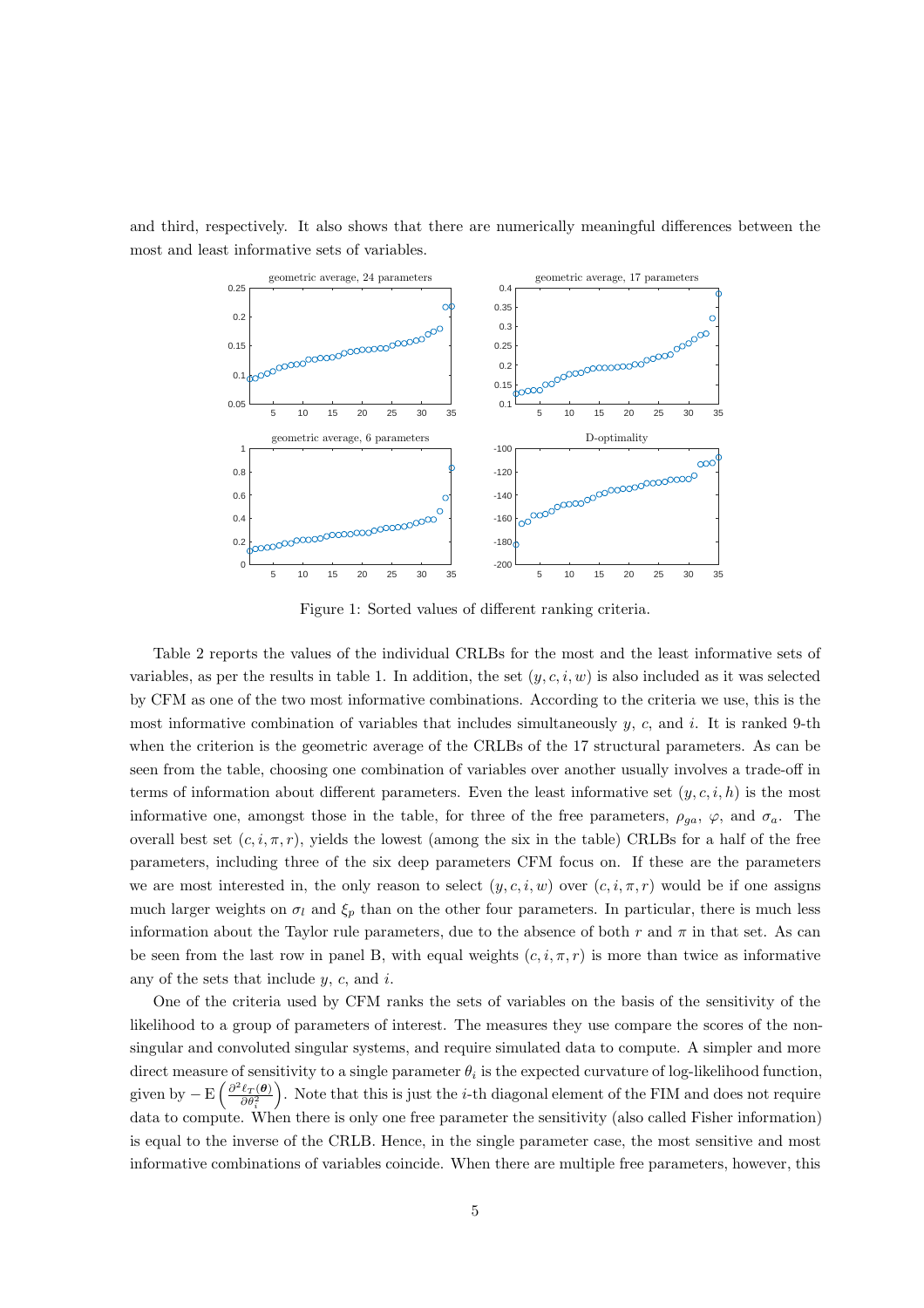and third, respectively. It also shows that there are numerically meaningful differences between the most and least informative sets of variables.

Figure 1: Sorted values of different ranking criteria.

Table 2 reports the values of the individual CRLBs for the most and the least informative sets of variables, as per the results in table 1. In addition, the set $(y, c, i, w)$ is also included as it was selected by CFM as one of the two most informative combinations. According to the criteria we use, this is the most informative combination of variables that includes simultaneously $y$, $c$, and $i$. It is ranked 9-th when the criterion is the geometric average of the CRLBs of the 17 structural parameters. As can be seen from the table, choosing one combination of variables over another usually involves a trade-off in terms of information about different parameters. Even the least informative set $(y, c, i, h)$ is the most informative one, amongst those in the table, for three of the free parameters, $\rho_{ga}$, $\varphi$, and $\sigma_a$. The overall best set $(c, i, \pi, r)$, yields the lowest (among the six in the table) CRLBs for a half of the free parameters, including three of the six deep parameters CFM focus on. If these are the parameters we are most interested in, the only reason to select $(y, c, i, w)$ over $(c, i, \pi, r)$ would be if one assigns much larger weights on $\sigma_l$ and $\xi_p$ than on the other four parameters. In particular, there is much less information about the Taylor rule parameters, due to the absence of both $r$ and $\pi$ in that set. As can be seen from the last row in panel B, with equal weights $(c, i, \pi, r)$ is more than twice as informative any of the sets that include $y$, $c$, and $i$.

One of the criteria used by CFM ranks the sets of variables on the basis of the sensitivity of the likelihood to a group of parameters of interest. The measures they use compare the scores of the non-singular and convoluted singular systems, and require simulated data to compute. A simpler and more direct measure of sensitivity to a single parameter $\theta_i$ is the expected curvature of log-likelihood function, given by $-\operatorname{E}\left(\frac{\partial^2 \ell_T(\boldsymbol{\theta})}{\partial \theta_i^2}\right)$. Note that this is just the $i$-th diagonal element of the FIM and does not require data to compute. When there is only one free parameter the sensitivity (also called Fisher information) is equal to the inverse of the CRLB. Hence, in the single parameter case, the most sensitive and most informative combinations of variables coincide. When there are multiple free parameters, however, this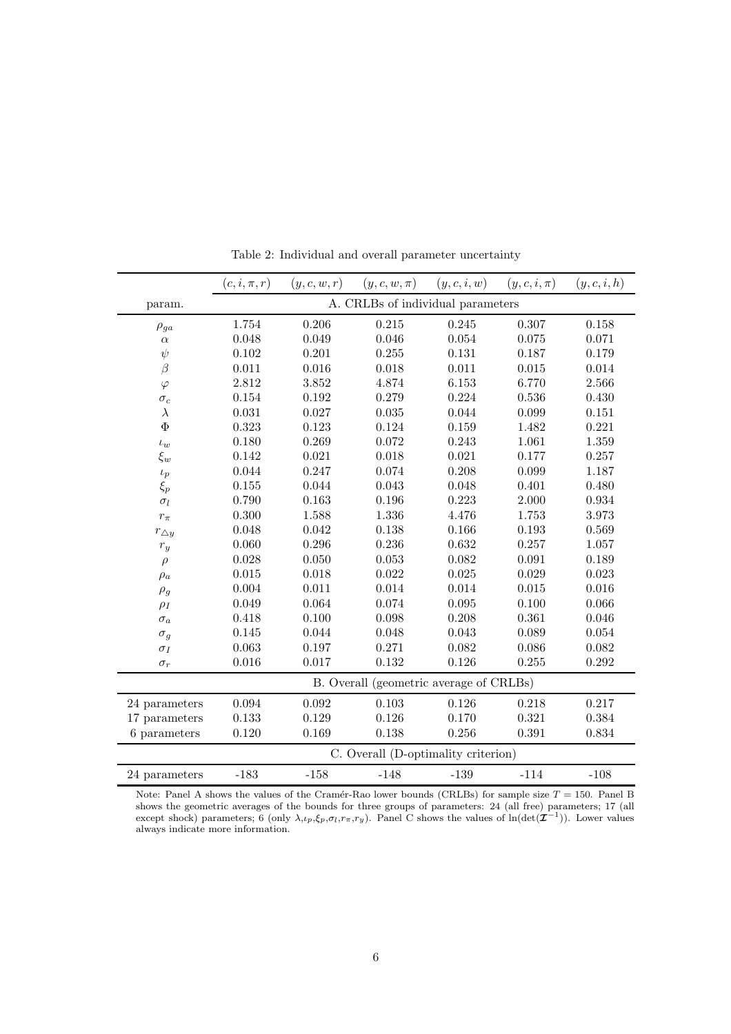Table 2: Individual and overall parameter uncertainty

| | $(c,i,\pi,r)$ | $(y,c,w,r)$ | $(y,c,w,\pi)$ | $(y,c,i,w)$ | $(y,c,i,\pi)$ | $(y,c,i,h)$ |
|---|---|---|---|---|---|---|
| param. | A. CRLBs of individual parameters | | | | | |
| $\rho_{ga}$ | 1.754 | 0.206 | 0.215 | 0.245 | 0.307 | 0.158 |
| $\alpha$ | 0.048 | 0.049 | 0.046 | 0.054 | 0.075 | 0.071 |
| $\psi$ | 0.102 | 0.201 | 0.255 | 0.131 | 0.187 | 0.179 |
| $\beta$ | 0.011 | 0.016 | 0.018 | 0.011 | 0.015 | 0.014 |
| $\varphi$ | 2.812 | 3.852 | 4.874 | 6.153 | 6.770 | 2.566 |
| $\sigma_c$ | 0.154 | 0.192 | 0.279 | 0.224 | 0.536 | 0.430 |
| $\lambda$ | 0.031 | 0.027 | 0.035 | 0.044 | 0.099 | 0.151 |
| $\Phi$ | 0.323 | 0.123 | 0.124 | 0.159 | 1.482 | 0.221 |
| $\iota_w$ | 0.180 | 0.269 | 0.072 | 0.243 | 1.061 | 1.359 |
| $\xi_w$ | 0.142 | 0.021 | 0.018 | 0.021 | 0.177 | 0.257 |
| $\iota_p$ | 0.044 | 0.247 | 0.074 | 0.208 | 0.099 | 1.187 |
| $\xi_p$ | 0.155 | 0.044 | 0.043 | 0.048 | 0.401 | 0.480 |
| $\sigma_l$ | 0.790 | 0.163 | 0.196 | 0.223 | 2.000 | 0.934 |
| $r_\pi$ | 0.300 | 1.588 | 1.336 | 4.476 | 1.753 | 3.973 |
| $r_{\triangle y}$ | 0.048 | 0.042 | 0.138 | 0.166 | 0.193 | 0.569 |
| $r_y$ | 0.060 | 0.296 | 0.236 | 0.632 | 0.257 | 1.057 |
| $\rho$ | 0.028 | 0.050 | 0.053 | 0.082 | 0.091 | 0.189 |
| $\rho_a$ | 0.015 | 0.018 | 0.022 | 0.025 | 0.029 | 0.023 |
| $\rho_g$ | 0.004 | 0.011 | 0.014 | 0.014 | 0.015 | 0.016 |
| $\rho_I$ | 0.049 | 0.064 | 0.074 | 0.095 | 0.100 | 0.066 |
| $\sigma_a$ | 0.418 | 0.100 | 0.098 | 0.208 | 0.361 | 0.046 |
| $\sigma_g$ | 0.145 | 0.044 | 0.048 | 0.043 | 0.089 | 0.054 |
| $\sigma_I$ | 0.063 | 0.197 | 0.271 | 0.082 | 0.086 | 0.082 |
| $\sigma_r$ | 0.016 | 0.017 | 0.132 | 0.126 | 0.255 | 0.292 |
| | B. Overall (geometric average of CRLBs) | | | | | |
| 24 parameters | 0.094 | 0.092 | 0.103 | 0.126 | 0.218 | 0.217 |
| 17 parameters | 0.133 | 0.129 | 0.126 | 0.170 | 0.321 | 0.384 |
| 6 parameters | 0.120 | 0.169 | 0.138 | 0.256 | 0.391 | 0.834 |
| | C. Overall (D-optimality criterion) | | | | | |
| 24 parameters | -183 | -158 | -148 | -139 | -114 | -108 |

Note: Panel A shows the values of the Cramér-Rao lower bounds (CRLBs) for sample size $T = 150$. Panel B shows the geometric averages of the bounds for three groups of parameters: 24 (all free) parameters; 17 (all except shock) parameters; 6 (only $\lambda$,$\iota_p$,$\xi_p$,$\sigma_l$,$r_\pi$,$r_y$). Panel C shows the values of $\ln(\det(\mathcal{I}^{-1}))$. Lower values always indicate more information.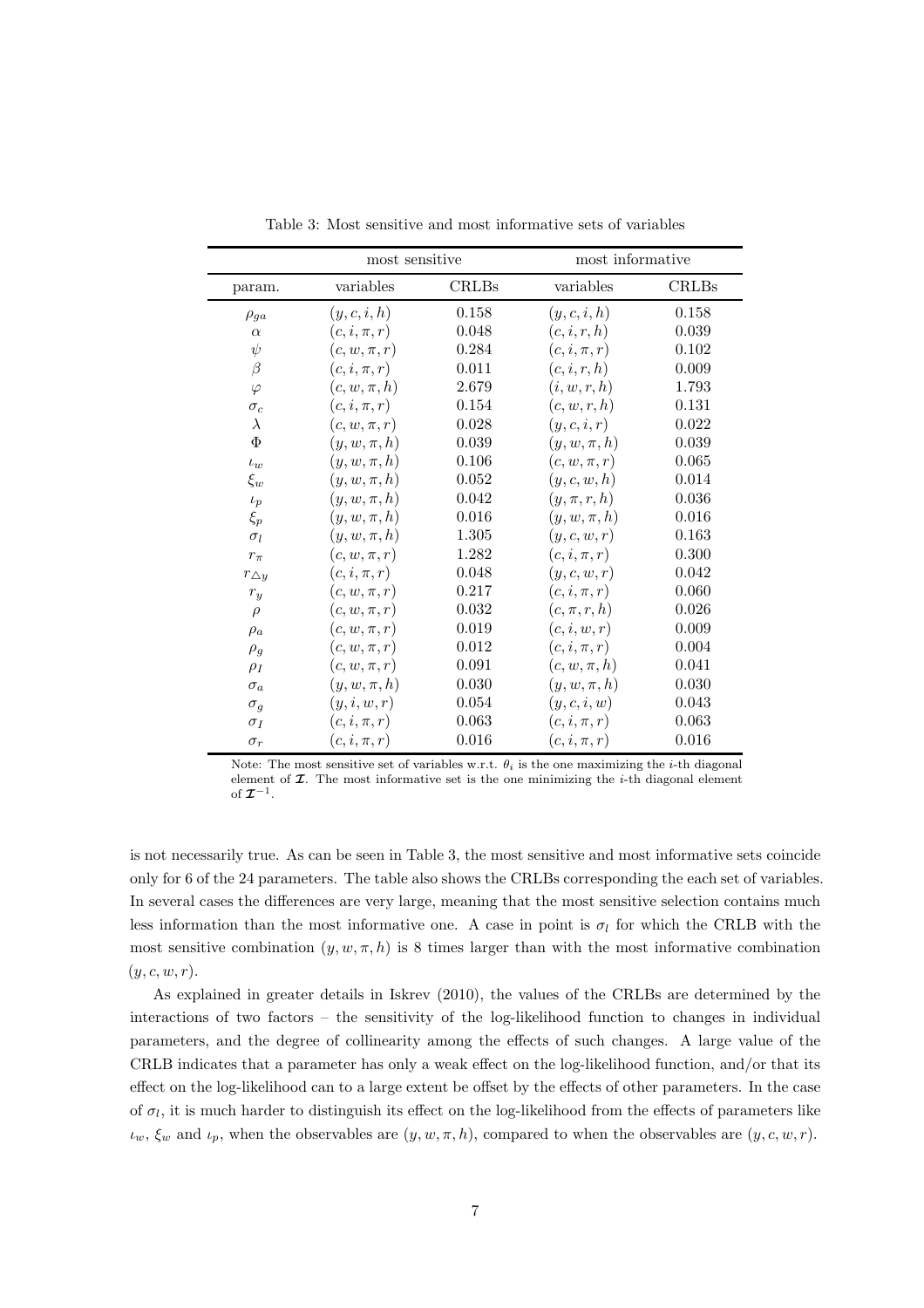Table 3: Most sensitive and most informative sets of variables

| | most sensitive | | most informative | |
|---|---|---|---|---|
| param. | variables | CRLBs | variables | CRLBs |
| $\rho_{ga}$ | $(y, c, i, h)$ | 0.158 | $(y, c, i, h)$ | 0.158 |
| $\alpha$ | $(c, i, \pi, r)$ | 0.048 | $(c, i, r, h)$ | 0.039 |
| $\psi$ | $(c, w, \pi, r)$ | 0.284 | $(c, i, \pi, r)$ | 0.102 |
| $\beta$ | $(c, i, \pi, r)$ | 0.011 | $(c, i, r, h)$ | 0.009 |
| $\varphi$ | $(c, w, \pi, h)$ | 2.679 | $(i, w, r, h)$ | 1.793 |
| $\sigma_c$ | $(c, i, \pi, r)$ | 0.154 | $(c, w, r, h)$ | 0.131 |
| $\lambda$ | $(c, w, \pi, r)$ | 0.028 | $(y, c, i, r)$ | 0.022 |
| $\Phi$ | $(y, w, \pi, h)$ | 0.039 | $(y, w, \pi, h)$ | 0.039 |
| $\iota_w$ | $(y, w, \pi, h)$ | 0.106 | $(c, w, \pi, r)$ | 0.065 |
| $\xi_w$ | $(y, w, \pi, h)$ | 0.052 | $(y, c, w, h)$ | 0.014 |
| $\iota_p$ | $(y, w, \pi, h)$ | 0.042 | $(y, \pi, r, h)$ | 0.036 |
| $\xi_p$ | $(y, w, \pi, h)$ | 0.016 | $(y, w, \pi, h)$ | 0.016 |
| $\sigma_l$ | $(y, w, \pi, h)$ | 1.305 | $(y, c, w, r)$ | 0.163 |
| $r_\pi$ | $(c, w, \pi, r)$ | 1.282 | $(c, i, \pi, r)$ | 0.300 |
| $r_{\triangle y}$ | $(c, i, \pi, r)$ | 0.048 | $(y, c, w, r)$ | 0.042 |
| $r_y$ | $(c, w, \pi, r)$ | 0.217 | $(c, i, \pi, r)$ | 0.060 |
| $\rho$ | $(c, w, \pi, r)$ | 0.032 | $(c, \pi, r, h)$ | 0.026 |
| $\rho_a$ | $(c, w, \pi, r)$ | 0.019 | $(c, i, w, r)$ | 0.009 |
| $\rho_g$ | $(c, w, \pi, r)$ | 0.012 | $(c, i, \pi, r)$ | 0.004 |
| $\rho_I$ | $(c, w, \pi, r)$ | 0.091 | $(c, w, \pi, h)$ | 0.041 |
| $\sigma_a$ | $(y, w, \pi, h)$ | 0.030 | $(y, w, \pi, h)$ | 0.030 |
| $\sigma_g$ | $(y, i, w, r)$ | 0.054 | $(y, c, i, w)$ | 0.043 |
| $\sigma_I$ | $(c, i, \pi, r)$ | 0.063 | $(c, i, \pi, r)$ | 0.063 |
| $\sigma_r$ | $(c, i, \pi, r)$ | 0.016 | $(c, i, \pi, r)$ | 0.016 |

Note: The most sensitive set of variables w.r.t. $\theta_i$ is the one maximizing the $i$-th diagonal element of $\boldsymbol{\mathcal{I}}$. The most informative set is the one minimizing the $i$-th diagonal element of $\boldsymbol{\mathcal{I}}^{-1}$.

is not necessarily true. As can be seen in Table 3, the most sensitive and most informative sets coincide only for 6 of the 24 parameters. The table also shows the CRLBs corresponding the each set of variables. In several cases the differences are very large, meaning that the most sensitive selection contains much less information than the most informative one. A case in point is $\sigma_l$ for which the CRLB with the most sensitive combination $(y, w, \pi, h)$ is 8 times larger than with the most informative combination $(y, c, w, r)$.

As explained in greater details in Iskrev (2010), the values of the CRLBs are determined by the interactions of two factors – the sensitivity of the log-likelihood function to changes in individual parameters, and the degree of collinearity among the effects of such changes. A large value of the CRLB indicates that a parameter has only a weak effect on the log-likelihood function, and/or that its effect on the log-likelihood can to a large extent be offset by the effects of other parameters. In the case of $\sigma_l$, it is much harder to distinguish its effect on the log-likelihood from the effects of parameters like $\iota_w$, $\xi_w$ and $\iota_p$, when the observables are $(y, w, \pi, h)$, compared to when the observables are $(y, c, w, r)$.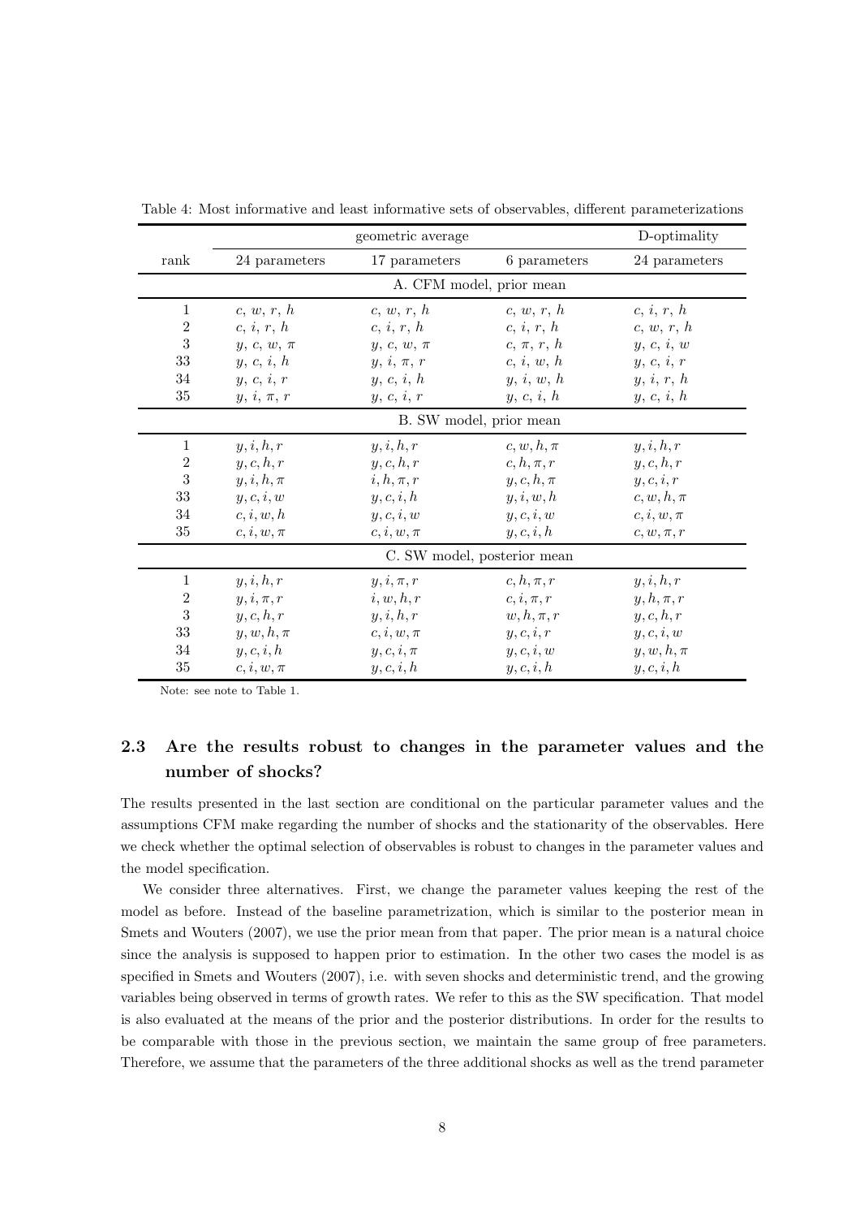Table 4: Most informative and least informative sets of observables, different parameterizations

| | geometric average | | | D-optimality |
|---|---|---|---|---|
| rank | 24 parameters | 17 parameters | 6 parameters | 24 parameters |
| | | A. CFM model, prior mean | | |
| 1 | $c$, $w$, $r$, $h$ | $c$, $w$, $r$, $h$ | $c$, $w$, $r$, $h$ | $c$, $i$, $r$, $h$ |
| 2 | $c$, $i$, $r$, $h$ | $c$, $i$, $r$, $h$ | $c$, $i$, $r$, $h$ | $c$, $w$, $r$, $h$ |
| 3 | $y$, $c$, $w$, $\pi$ | $y$, $c$, $w$, $\pi$ | $c$, $\pi$, $r$, $h$ | $y$, $c$, $i$, $w$ |
| 33 | $y$, $c$, $i$, $h$ | $y$, $i$, $\pi$, $r$ | $c$, $i$, $w$, $h$ | $y$, $c$, $i$, $r$ |
| 34 | $y$, $c$, $i$, $r$ | $y$, $c$, $i$, $h$ | $y$, $i$, $w$, $h$ | $y$, $i$, $r$, $h$ |
| 35 | $y$, $i$, $\pi$, $r$ | $y$, $c$, $i$, $r$ | $y$, $c$, $i$, $h$ | $y$, $c$, $i$, $h$ |
| | | B. SW model, prior mean | | |
| 1 | $y, i, h, r$ | $y, i, h, r$ | $c, w, h, \pi$ | $y, i, h, r$ |
| 2 | $y, c, h, r$ | $y, c, h, r$ | $c, h, \pi, r$ | $y, c, h, r$ |
| 3 | $y, i, h, \pi$ | $i, h, \pi, r$ | $y, c, h, \pi$ | $y, c, i, r$ |
| 33 | $y, c, i, w$ | $y, c, i, h$ | $y, i, w, h$ | $c, w, h, \pi$ |
| 34 | $c, i, w, h$ | $y, c, i, w$ | $y, c, i, w$ | $c, i, w, \pi$ |
| 35 | $c, i, w, \pi$ | $c, i, w, \pi$ | $y, c, i, h$ | $c, w, \pi, r$ |
| | | C. SW model, posterior mean | | |
| 1 | $y, i, h, r$ | $y, i, \pi, r$ | $c, h, \pi, r$ | $y, i, h, r$ |
| 2 | $y, i, \pi, r$ | $i, w, h, r$ | $c, i, \pi, r$ | $y, h, \pi, r$ |
| 3 | $y, c, h, r$ | $y, i, h, r$ | $w, h, \pi, r$ | $y, c, h, r$ |
| 33 | $y, w, h, \pi$ | $c, i, w, \pi$ | $y, c, i, r$ | $y, c, i, w$ |
| 34 | $y, c, i, h$ | $y, c, i, \pi$ | $y, c, i, w$ | $y, w, h, \pi$ |
| 35 | $c, i, w, \pi$ | $y, c, i, h$ | $y, c, i, h$ | $y, c, i, h$ |

Note: see note to Table 1.

### 2.3 Are the results robust to changes in the parameter values and the number of shocks?

The results presented in the last section are conditional on the particular parameter values and the assumptions CFM make regarding the number of shocks and the stationarity of the observables. Here we check whether the optimal selection of observables is robust to changes in the parameter values and the model specification.

We consider three alternatives. First, we change the parameter values keeping the rest of the model as before. Instead of the baseline parametrization, which is similar to the posterior mean in Smets and Wouters (2007), we use the prior mean from that paper. The prior mean is a natural choice since the analysis is supposed to happen prior to estimation. In the other two cases the model is as specified in Smets and Wouters (2007), i.e. with seven shocks and deterministic trend, and the growing variables being observed in terms of growth rates. We refer to this as the SW specification. That model is also evaluated at the means of the prior and the posterior distributions. In order for the results to be comparable with those in the previous section, we maintain the same group of free parameters. Therefore, we assume that the parameters of the three additional shocks as well as the trend parameter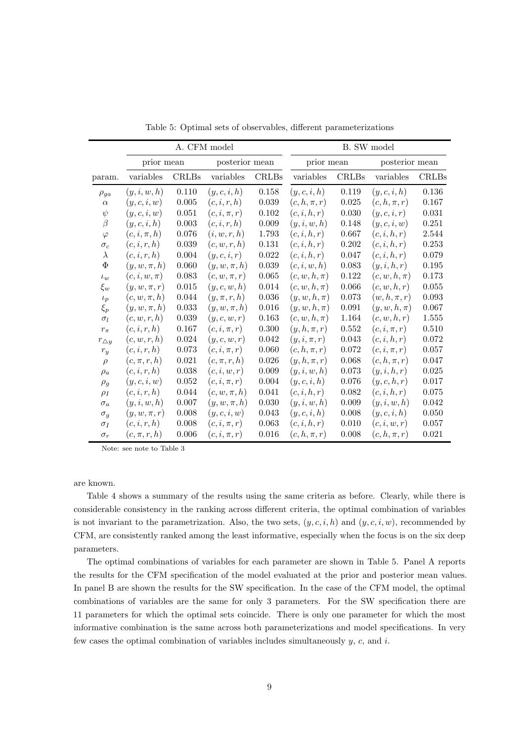Table 5: Optimal sets of observables, different parameterizations

| | A. CFM model | | | | B. SW model | | | |
|---|---|---|---|---|---|---|---|---|
| | prior mean | | posterior mean | | prior mean | | posterior mean | |
| param. | variables | CRLBs | variables | CRLBs | variables | CRLBs | variables | CRLBs |
| $\rho_{ga}$ | $(y,i,w,h)$ | 0.110 | $(y,c,i,h)$ | 0.158 | $(y,c,i,h)$ | 0.119 | $(y,c,i,h)$ | 0.136 |
| $\alpha$ | $(y,c,i,w)$ | 0.005 | $(c,i,r,h)$ | 0.039 | $(c,h,\pi,r)$ | 0.025 | $(c,h,\pi,r)$ | 0.167 |
| $\psi$ | $(y,c,i,w)$ | 0.051 | $(c,i,\pi,r)$ | 0.102 | $(c,i,h,r)$ | 0.030 | $(y,c,i,r)$ | 0.031 |
| $\beta$ | $(y,c,i,h)$ | 0.003 | $(c,i,r,h)$ | 0.009 | $(y,i,w,h)$ | 0.148 | $(y,c,i,w)$ | 0.251 |
| $\varphi$ | $(c,i,\pi,h)$ | 0.076 | $(i,w,r,h)$ | 1.793 | $(c,i,h,r)$ | 0.667 | $(c,i,h,r)$ | 2.544 |
| $\sigma_c$ | $(c,i,r,h)$ | 0.039 | $(c,w,r,h)$ | 0.131 | $(c,i,h,r)$ | 0.202 | $(c,i,h,r)$ | 0.253 |
| $\lambda$ | $(c,i,r,h)$ | 0.004 | $(y,c,i,r)$ | 0.022 | $(c,i,h,r)$ | 0.047 | $(c,i,h,r)$ | 0.079 |
| $\Phi$ | $(y,w,\pi,h)$ | 0.060 | $(y,w,\pi,h)$ | 0.039 | $(c,i,w,h)$ | 0.083 | $(y,i,h,r)$ | 0.195 |
| $\iota_w$ | $(c,i,w,\pi)$ | 0.083 | $(c,w,\pi,r)$ | 0.065 | $(c,w,h,\pi)$ | 0.122 | $(c,w,h,\pi)$ | 0.173 |
| $\xi_w$ | $(y,w,\pi,r)$ | 0.015 | $(y,c,w,h)$ | 0.014 | $(c,w,h,\pi)$ | 0.066 | $(c,w,h,r)$ | 0.055 |
| $\iota_p$ | $(c,w,\pi,h)$ | 0.044 | $(y,\pi,r,h)$ | 0.036 | $(y,w,h,\pi)$ | 0.073 | $(w,h,\pi,r)$ | 0.093 |
| $\xi_p$ | $(y,w,\pi,h)$ | 0.033 | $(y,w,\pi,h)$ | 0.016 | $(y,w,h,\pi)$ | 0.091 | $(y,w,h,\pi)$ | 0.067 |
| $\sigma_l$ | $(c,w,r,h)$ | 0.039 | $(y,c,w,r)$ | 0.163 | $(c,w,h,\pi)$ | 1.164 | $(c,w,h,r)$ | 1.555 |
| $r_\pi$ | $(c,i,r,h)$ | 0.167 | $(c,i,\pi,r)$ | 0.300 | $(y,h,\pi,r)$ | 0.552 | $(c,i,\pi,r)$ | 0.510 |
| $r_{\triangle y}$ | $(c,w,r,h)$ | 0.024 | $(y,c,w,r)$ | 0.042 | $(y,i,\pi,r)$ | 0.043 | $(c,i,h,r)$ | 0.072 |
| $r_y$ | $(c,i,r,h)$ | 0.073 | $(c,i,\pi,r)$ | 0.060 | $(c,h,\pi,r)$ | 0.072 | $(c,i,\pi,r)$ | 0.057 |
| $\rho$ | $(c,\pi,r,h)$ | 0.021 | $(c,\pi,r,h)$ | 0.026 | $(y,h,\pi,r)$ | 0.068 | $(c,h,\pi,r)$ | 0.047 |
| $\rho_a$ | $(c,i,r,h)$ | 0.038 | $(c,i,w,r)$ | 0.009 | $(y,i,w,h)$ | 0.073 | $(y,i,h,r)$ | 0.025 |
| $\rho_g$ | $(y,c,i,w)$ | 0.052 | $(c,i,\pi,r)$ | 0.004 | $(y,c,i,h)$ | 0.076 | $(y,c,h,r)$ | 0.017 |
| $\rho_I$ | $(c,i,r,h)$ | 0.044 | $(c,w,\pi,h)$ | 0.041 | $(c,i,h,r)$ | 0.082 | $(c,i,h,r)$ | 0.075 |
| $\sigma_a$ | $(y,i,w,h)$ | 0.007 | $(y,w,\pi,h)$ | 0.030 | $(y,i,w,h)$ | 0.009 | $(y,i,w,h)$ | 0.042 |
| $\sigma_g$ | $(y,w,\pi,r)$ | 0.008 | $(y,c,i,w)$ | 0.043 | $(y,c,i,h)$ | 0.008 | $(y,c,i,h)$ | 0.050 |
| $\sigma_I$ | $(c,i,r,h)$ | 0.008 | $(c,i,\pi,r)$ | 0.063 | $(c,i,h,r)$ | 0.010 | $(c,i,w,r)$ | 0.057 |
| $\sigma_r$ | $(c,\pi,r,h)$ | 0.006 | $(c,i,\pi,r)$ | 0.016 | $(c,h,\pi,r)$ | 0.008 | $(c,h,\pi,r)$ | 0.021 |

Note: see note to Table 3

are known.

Table 4 shows a summary of the results using the same criteria as before. Clearly, while there is considerable consistency in the ranking across different criteria, the optimal combination of variables is not invariant to the parametrization. Also, the two sets, $(y, c, i, h)$ and $(y, c, i, w)$, recommended by CFM, are consistently ranked among the least informative, especially when the focus is on the six deep parameters.

The optimal combinations of variables for each parameter are shown in Table 5. Panel A reports the results for the CFM specification of the model evaluated at the prior and posterior mean values. In panel B are shown the results for the SW specification. In the case of the CFM model, the optimal combinations of variables are the same for only 3 parameters. For the SW specification there are 11 parameters for which the optimal sets coincide. There is only one parameter for which the most informative combination is the same across both parameterizations and model specifications. In very few cases the optimal combination of variables includes simultaneously $y$, $c$, and $i$.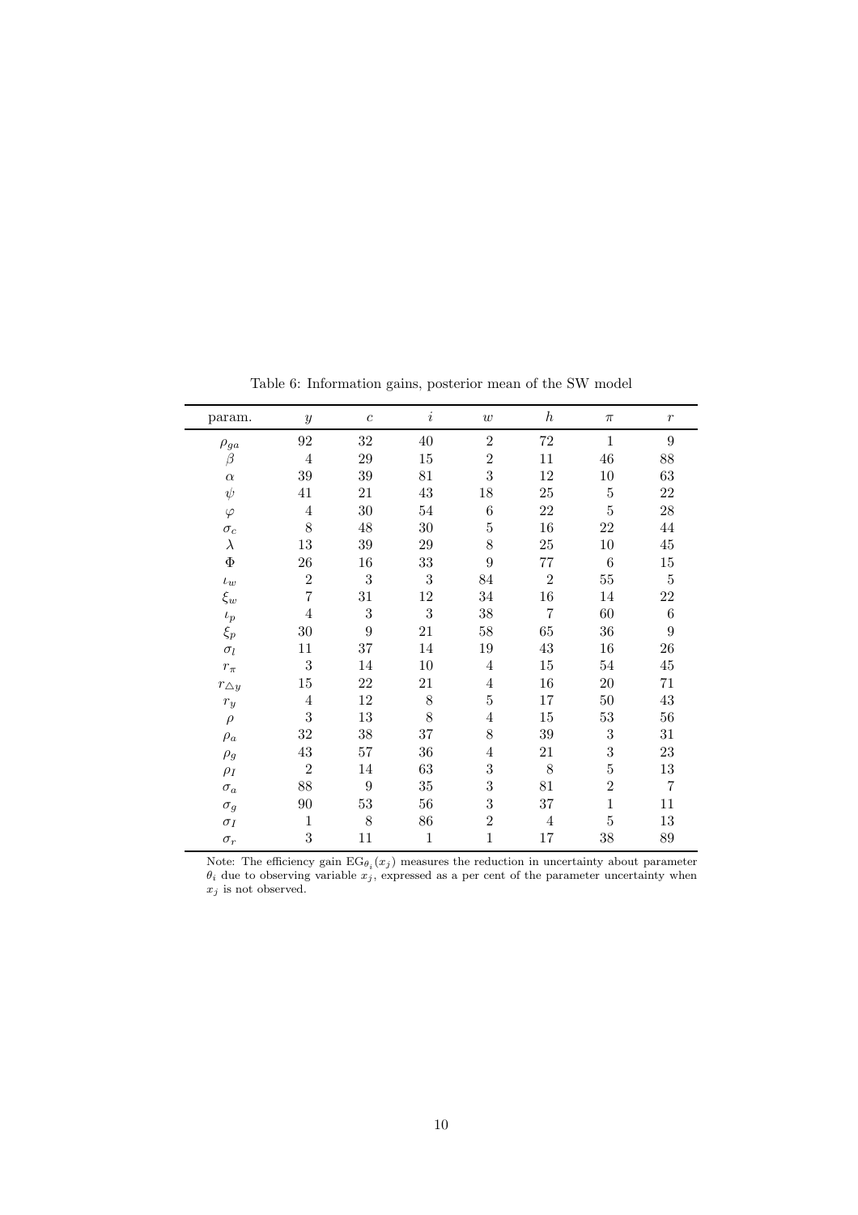Table 6: Information gains, posterior mean of the SW model

| param. | $y$ | $c$ | $i$ | $w$ | $h$ | $\pi$ | $r$ |
|---|---|---|---|---|---|---|---|
| $\rho_{ga}$ | 92 | 32 | 40 | 2 | 72 | 1 | 9 |
| $\beta$ | 4 | 29 | 15 | 2 | 11 | 46 | 88 |
| $\alpha$ | 39 | 39 | 81 | 3 | 12 | 10 | 63 |
| $\psi$ | 41 | 21 | 43 | 18 | 25 | 5 | 22 |
| $\varphi$ | 4 | 30 | 54 | 6 | 22 | 5 | 28 |
| $\sigma_c$ | 8 | 48 | 30 | 5 | 16 | 22 | 44 |
| $\lambda$ | 13 | 39 | 29 | 8 | 25 | 10 | 45 |
| $\Phi$ | 26 | 16 | 33 | 9 | 77 | 6 | 15 |
| $\iota_w$ | 2 | 3 | 3 | 84 | 2 | 55 | 5 |
| $\xi_w$ | 7 | 31 | 12 | 34 | 16 | 14 | 22 |
| $\iota_p$ | 4 | 3 | 3 | 38 | 7 | 60 | 6 |
| $\xi_p$ | 30 | 9 | 21 | 58 | 65 | 36 | 9 |
| $\sigma_l$ | 11 | 37 | 14 | 19 | 43 | 16 | 26 |
| $r_\pi$ | 3 | 14 | 10 | 4 | 15 | 54 | 45 |
| $r_{\triangle y}$ | 15 | 22 | 21 | 4 | 16 | 20 | 71 |
| $r_y$ | 4 | 12 | 8 | 5 | 17 | 50 | 43 |
| $\rho$ | 3 | 13 | 8 | 4 | 15 | 53 | 56 |
| $\rho_a$ | 32 | 38 | 37 | 8 | 39 | 3 | 31 |
| $\rho_g$ | 43 | 57 | 36 | 4 | 21 | 3 | 23 |
| $\rho_I$ | 2 | 14 | 63 | 3 | 8 | 5 | 13 |
| $\sigma_a$ | 88 | 9 | 35 | 3 | 81 | 2 | 7 |
| $\sigma_g$ | 90 | 53 | 56 | 3 | 37 | 1 | 11 |
| $\sigma_I$ | 1 | 8 | 86 | 2 | 4 | 5 | 13 |
| $\sigma_r$ | 3 | 11 | 1 | 1 | 17 | 38 | 89 |

Note: The efficiency gain $\text{EG}_{\theta_i}(x_j)$ measures the reduction in uncertainty about parameter $\theta_i$ due to observing variable $x_j$, expressed as a per cent of the parameter uncertainty when $x_j$ is not observed.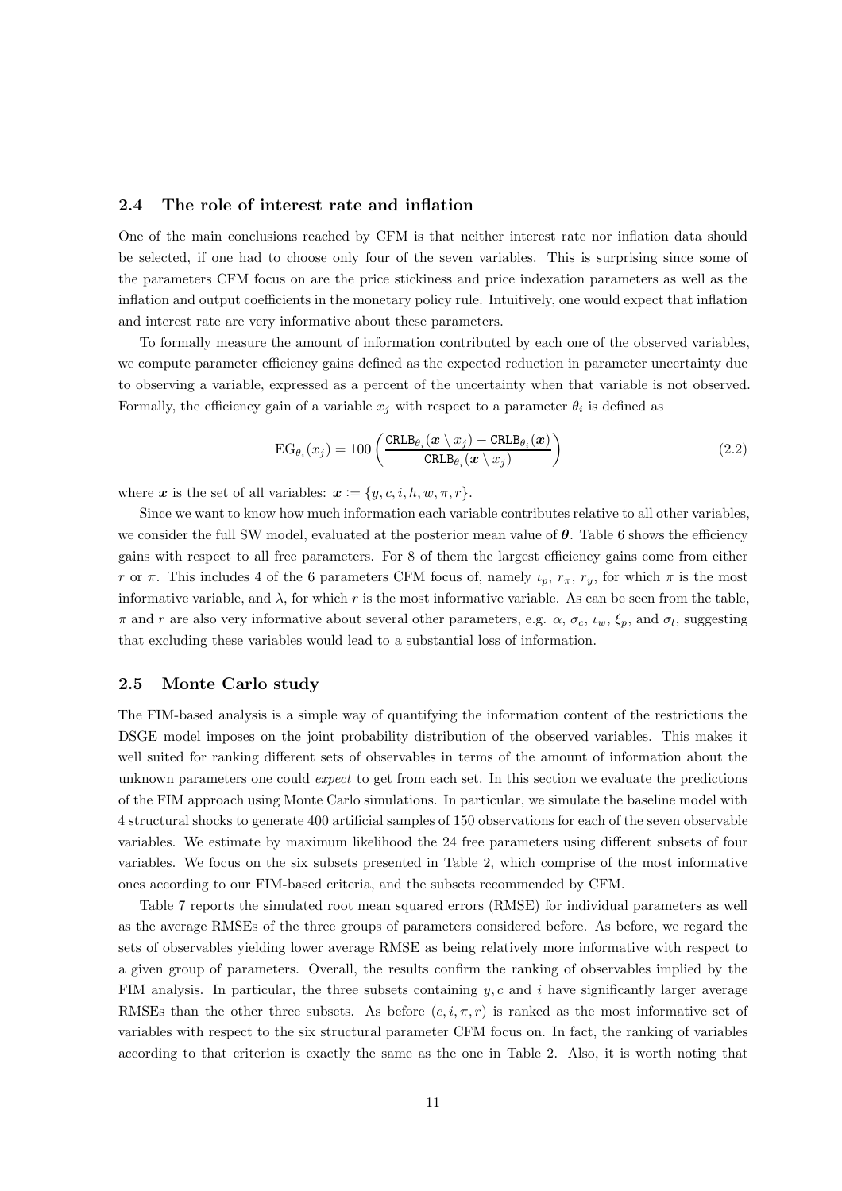### 2.4 The role of interest rate and inflation

One of the main conclusions reached by CFM is that neither interest rate nor inflation data should be selected, if one had to choose only four of the seven variables. This is surprising since some of the parameters CFM focus on are the price stickiness and price indexation parameters as well as the inflation and output coefficients in the monetary policy rule. Intuitively, one would expect that inflation and interest rate are very informative about these parameters.

To formally measure the amount of information contributed by each one of the observed variables, we compute parameter efficiency gains defined as the expected reduction in parameter uncertainty due to observing a variable, expressed as a percent of the uncertainty when that variable is not observed. Formally, the efficiency gain of a variable $x_j$ with respect to a parameter $\theta_i$ is defined as

$$\mathrm{EG}_{\theta_i}(x_j) = 100 \left( \frac{\mathtt{CRLB}_{\theta_i}(\boldsymbol{x} \setminus x_j) - \mathtt{CRLB}_{\theta_i}(\boldsymbol{x})}{\mathtt{CRLB}_{\theta_i}(\boldsymbol{x} \setminus x_j)} \right) \tag{2.2}$$

where $\boldsymbol{x}$ is the set of all variables: $\boldsymbol{x} := \{y, c, i, h, w, \pi, r\}$.

Since we want to know how much information each variable contributes relative to all other variables, we consider the full SW model, evaluated at the posterior mean value of $\boldsymbol{\theta}$. Table 6 shows the efficiency gains with respect to all free parameters. For 8 of them the largest efficiency gains come from either $r$ or $\pi$. This includes 4 of the 6 parameters CFM focus of, namely $\iota_p$, $r_\pi$, $r_y$, for which $\pi$ is the most informative variable, and $\lambda$, for which $r$ is the most informative variable. As can be seen from the table, $\pi$ and $r$ are also very informative about several other parameters, e.g. $\alpha$, $\sigma_c$, $\iota_w$, $\xi_p$, and $\sigma_l$, suggesting that excluding these variables would lead to a substantial loss of information.

### 2.5 Monte Carlo study

The FIM-based analysis is a simple way of quantifying the information content of the restrictions the DSGE model imposes on the joint probability distribution of the observed variables. This makes it well suited for ranking different sets of observables in terms of the amount of information about the unknown parameters one could *expect* to get from each set. In this section we evaluate the predictions of the FIM approach using Monte Carlo simulations. In particular, we simulate the baseline model with 4 structural shocks to generate 400 artificial samples of 150 observations for each of the seven observable variables. We estimate by maximum likelihood the 24 free parameters using different subsets of four variables. We focus on the six subsets presented in Table 2, which comprise of the most informative ones according to our FIM-based criteria, and the subsets recommended by CFM.

Table 7 reports the simulated root mean squared errors (RMSE) for individual parameters as well as the average RMSEs of the three groups of parameters considered before. As before, we regard the sets of observables yielding lower average RMSE as being relatively more informative with respect to a given group of parameters. Overall, the results confirm the ranking of observables implied by the FIM analysis. In particular, the three subsets containing $y, c$ and $i$ have significantly larger average RMSEs than the other three subsets. As before $(c, i, \pi, r)$ is ranked as the most informative set of variables with respect to the six structural parameter CFM focus on. In fact, the ranking of variables according to that criterion is exactly the same as the one in Table 2. Also, it is worth noting that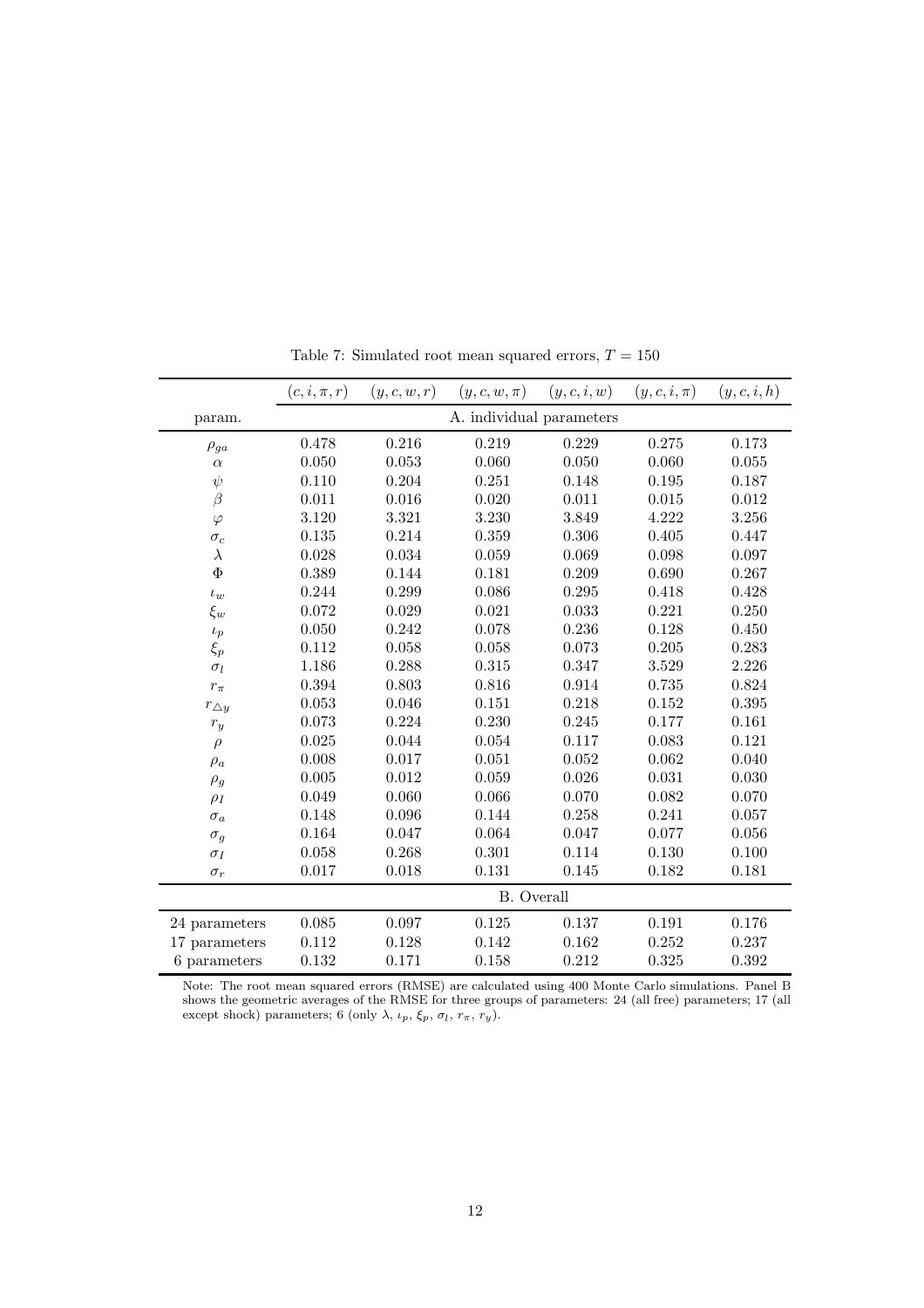Table 7: Simulated root mean squared errors, $T = 150$

| | $(c, i, \pi, r)$ | $(y, c, w, r)$ | $(y, c, w, \pi)$ | $(y, c, i, w)$ | $(y, c, i, \pi)$ | $(y, c, i, h)$ |
|---|---|---|---|---|---|---|
| param. | A. individual parameters | | | | | |
| $\rho_{ga}$ | 0.478 | 0.216 | 0.219 | 0.229 | 0.275 | 0.173 |
| $\alpha$ | 0.050 | 0.053 | 0.060 | 0.050 | 0.060 | 0.055 |
| $\psi$ | 0.110 | 0.204 | 0.251 | 0.148 | 0.195 | 0.187 |
| $\beta$ | 0.011 | 0.016 | 0.020 | 0.011 | 0.015 | 0.012 |
| $\varphi$ | 3.120 | 3.321 | 3.230 | 3.849 | 4.222 | 3.256 |
| $\sigma_c$ | 0.135 | 0.214 | 0.359 | 0.306 | 0.405 | 0.447 |
| $\lambda$ | 0.028 | 0.034 | 0.059 | 0.069 | 0.098 | 0.097 |
| $\Phi$ | 0.389 | 0.144 | 0.181 | 0.209 | 0.690 | 0.267 |
| $\iota_w$ | 0.244 | 0.299 | 0.086 | 0.295 | 0.418 | 0.428 |
| $\xi_w$ | 0.072 | 0.029 | 0.021 | 0.033 | 0.221 | 0.250 |
| $\iota_p$ | 0.050 | 0.242 | 0.078 | 0.236 | 0.128 | 0.450 |
| $\xi_p$ | 0.112 | 0.058 | 0.058 | 0.073 | 0.205 | 0.283 |
| $\sigma_l$ | 1.186 | 0.288 | 0.315 | 0.347 | 3.529 | 2.226 |
| $r_\pi$ | 0.394 | 0.803 | 0.816 | 0.914 | 0.735 | 0.824 |
| $r_{\triangle y}$ | 0.053 | 0.046 | 0.151 | 0.218 | 0.152 | 0.395 |
| $r_y$ | 0.073 | 0.224 | 0.230 | 0.245 | 0.177 | 0.161 |
| $\rho$ | 0.025 | 0.044 | 0.054 | 0.117 | 0.083 | 0.121 |
| $\rho_a$ | 0.008 | 0.017 | 0.051 | 0.052 | 0.062 | 0.040 |
| $\rho_g$ | 0.005 | 0.012 | 0.059 | 0.026 | 0.031 | 0.030 |
| $\rho_I$ | 0.049 | 0.060 | 0.066 | 0.070 | 0.082 | 0.070 |
| $\sigma_a$ | 0.148 | 0.096 | 0.144 | 0.258 | 0.241 | 0.057 |
| $\sigma_g$ | 0.164 | 0.047 | 0.064 | 0.047 | 0.077 | 0.056 |
| $\sigma_I$ | 0.058 | 0.268 | 0.301 | 0.114 | 0.130 | 0.100 |
| $\sigma_r$ | 0.017 | 0.018 | 0.131 | 0.145 | 0.182 | 0.181 |
| | B. Overall | | | | | |
| 24 parameters | 0.085 | 0.097 | 0.125 | 0.137 | 0.191 | 0.176 |
| 17 parameters | 0.112 | 0.128 | 0.142 | 0.162 | 0.252 | 0.237 |
| 6 parameters | 0.132 | 0.171 | 0.158 | 0.212 | 0.325 | 0.392 |

Note: The root mean squared errors (RMSE) are calculated using 400 Monte Carlo simulations. Panel B shows the geometric averages of the RMSE for three groups of parameters: 24 (all free) parameters; 17 (all except shock) parameters; 6 (only $\lambda$, $\iota_p$, $\xi_p$, $\sigma_l$, $r_\pi$, $r_y$).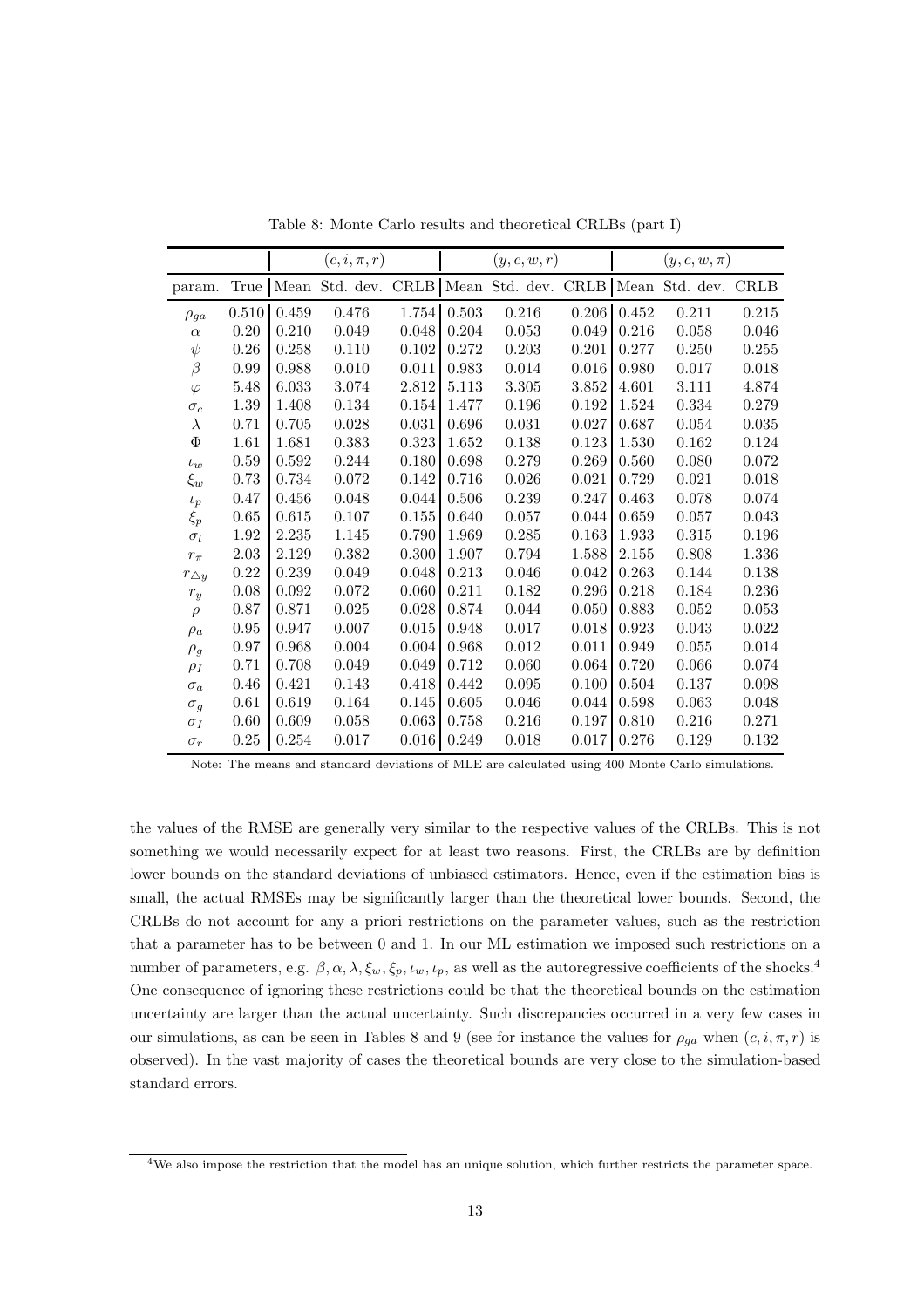Table 8: Monte Carlo results and theoretical CRLBs (part I)

| | | $(c, i, \pi, r)$ | | | $(y, c, w, r)$ | | | $(y, c, w, \pi)$ | | |
|---|---|---|---|---|---|---|---|---|---|---|
| param. | True | Mean | Std. dev. | CRLB | Mean | Std. dev. | CRLB | Mean | Std. dev. | CRLB |
| $\rho_{ga}$ | 0.510 | 0.459 | 0.476 | 1.754 | 0.503 | 0.216 | 0.206 | 0.452 | 0.211 | 0.215 |
| $\alpha$ | 0.20 | 0.210 | 0.049 | 0.048 | 0.204 | 0.053 | 0.049 | 0.216 | 0.058 | 0.046 |
| $\psi$ | 0.26 | 0.258 | 0.110 | 0.102 | 0.272 | 0.203 | 0.201 | 0.277 | 0.250 | 0.255 |
| $\beta$ | 0.99 | 0.988 | 0.010 | 0.011 | 0.983 | 0.014 | 0.016 | 0.980 | 0.017 | 0.018 |
| $\varphi$ | 5.48 | 6.033 | 3.074 | 2.812 | 5.113 | 3.305 | 3.852 | 4.601 | 3.111 | 4.874 |
| $\sigma_c$ | 1.39 | 1.408 | 0.134 | 0.154 | 1.477 | 0.196 | 0.192 | 1.524 | 0.334 | 0.279 |
| $\lambda$ | 0.71 | 0.705 | 0.028 | 0.031 | 0.696 | 0.031 | 0.027 | 0.687 | 0.054 | 0.035 |
| $\Phi$ | 1.61 | 1.681 | 0.383 | 0.323 | 1.652 | 0.138 | 0.123 | 1.530 | 0.162 | 0.124 |
| $\iota_w$ | 0.59 | 0.592 | 0.244 | 0.180 | 0.698 | 0.279 | 0.269 | 0.560 | 0.080 | 0.072 |
| $\xi_w$ | 0.73 | 0.734 | 0.072 | 0.142 | 0.716 | 0.026 | 0.021 | 0.729 | 0.021 | 0.018 |
| $\iota_p$ | 0.47 | 0.456 | 0.048 | 0.044 | 0.506 | 0.239 | 0.247 | 0.463 | 0.078 | 0.074 |
| $\xi_p$ | 0.65 | 0.615 | 0.107 | 0.155 | 0.640 | 0.057 | 0.044 | 0.659 | 0.057 | 0.043 |
| $\sigma_l$ | 1.92 | 2.235 | 1.145 | 0.790 | 1.969 | 0.285 | 0.163 | 1.933 | 0.315 | 0.196 |
| $r_\pi$ | 2.03 | 2.129 | 0.382 | 0.300 | 1.907 | 0.794 | 1.588 | 2.155 | 0.808 | 1.336 |
| $r_{\triangle y}$ | 0.22 | 0.239 | 0.049 | 0.048 | 0.213 | 0.046 | 0.042 | 0.263 | 0.144 | 0.138 |
| $r_y$ | 0.08 | 0.092 | 0.072 | 0.060 | 0.211 | 0.182 | 0.296 | 0.218 | 0.184 | 0.236 |
| $\rho$ | 0.87 | 0.871 | 0.025 | 0.028 | 0.874 | 0.044 | 0.050 | 0.883 | 0.052 | 0.053 |
| $\rho_a$ | 0.95 | 0.947 | 0.007 | 0.015 | 0.948 | 0.017 | 0.018 | 0.923 | 0.043 | 0.022 |
| $\rho_g$ | 0.97 | 0.968 | 0.004 | 0.004 | 0.968 | 0.012 | 0.011 | 0.949 | 0.055 | 0.014 |
| $\rho_I$ | 0.71 | 0.708 | 0.049 | 0.049 | 0.712 | 0.060 | 0.064 | 0.720 | 0.066 | 0.074 |
| $\sigma_a$ | 0.46 | 0.421 | 0.143 | 0.418 | 0.442 | 0.095 | 0.100 | 0.504 | 0.137 | 0.098 |
| $\sigma_g$ | 0.61 | 0.619 | 0.164 | 0.145 | 0.605 | 0.046 | 0.044 | 0.598 | 0.063 | 0.048 |
| $\sigma_I$ | 0.60 | 0.609 | 0.058 | 0.063 | 0.758 | 0.216 | 0.197 | 0.810 | 0.216 | 0.271 |
| $\sigma_r$ | 0.25 | 0.254 | 0.017 | 0.016 | 0.249 | 0.018 | 0.017 | 0.276 | 0.129 | 0.132 |

Note: The means and standard deviations of MLE are calculated using 400 Monte Carlo simulations.

the values of the RMSE are generally very similar to the respective values of the CRLBs. This is not something we would necessarily expect for at least two reasons. First, the CRLBs are by definition lower bounds on the standard deviations of unbiased estimators. Hence, even if the estimation bias is small, the actual RMSEs may be significantly larger than the theoretical lower bounds. Second, the CRLBs do not account for any a priori restrictions on the parameter values, such as the restriction that a parameter has to be between 0 and 1. In our ML estimation we imposed such restrictions on a number of parameters, e.g. $\beta, \alpha, \lambda, \xi_w, \xi_p, \iota_w, \iota_p$, as well as the autoregressive coefficients of the shocks.[4] One consequence of ignoring these restrictions could be that the theoretical bounds on the estimation uncertainty are larger than the actual uncertainty. Such discrepancies occurred in a very few cases in our simulations, as can be seen in Tables 8 and 9 (see for instance the values for $\rho_{ga}$ when $(c, i, \pi, r)$ is observed). In the vast majority of cases the theoretical bounds are very close to the simulation-based standard errors.

[4] We also impose the restriction that the model has an unique solution, which further restricts the parameter space.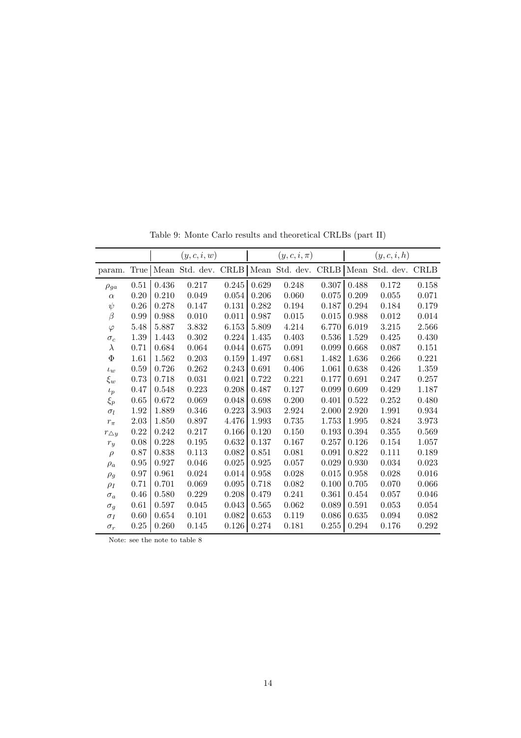Table 9: Monte Carlo results and theoretical CRLBs (part II)

| | | $(y, c, i, w)$ | | | $(y, c, i, \pi)$ | | | $(y, c, i, h)$ | | |
|---|---|---|---|---|---|---|---|---|---|---|
| param. | True | Mean | Std. dev. | CRLB | Mean | Std. dev. | CRLB | Mean | Std. dev. | CRLB |
| $\rho_{ga}$ | 0.51 | 0.436 | 0.217 | 0.245 | 0.629 | 0.248 | 0.307 | 0.488 | 0.172 | 0.158 |
| $\alpha$ | 0.20 | 0.210 | 0.049 | 0.054 | 0.206 | 0.060 | 0.075 | 0.209 | 0.055 | 0.071 |
| $\psi$ | 0.26 | 0.278 | 0.147 | 0.131 | 0.282 | 0.194 | 0.187 | 0.294 | 0.184 | 0.179 |
| $\beta$ | 0.99 | 0.988 | 0.010 | 0.011 | 0.987 | 0.015 | 0.015 | 0.988 | 0.012 | 0.014 |
| $\varphi$ | 5.48 | 5.887 | 3.832 | 6.153 | 5.809 | 4.214 | 6.770 | 6.019 | 3.215 | 2.566 |
| $\sigma_c$ | 1.39 | 1.443 | 0.302 | 0.224 | 1.435 | 0.403 | 0.536 | 1.529 | 0.425 | 0.430 |
| $\lambda$ | 0.71 | 0.684 | 0.064 | 0.044 | 0.675 | 0.091 | 0.099 | 0.668 | 0.087 | 0.151 |
| $\Phi$ | 1.61 | 1.562 | 0.203 | 0.159 | 1.497 | 0.681 | 1.482 | 1.636 | 0.266 | 0.221 |
| $\iota_w$ | 0.59 | 0.726 | 0.262 | 0.243 | 0.691 | 0.406 | 1.061 | 0.638 | 0.426 | 1.359 |
| $\xi_w$ | 0.73 | 0.718 | 0.031 | 0.021 | 0.722 | 0.221 | 0.177 | 0.691 | 0.247 | 0.257 |
| $\iota_p$ | 0.47 | 0.548 | 0.223 | 0.208 | 0.487 | 0.127 | 0.099 | 0.609 | 0.429 | 1.187 |
| $\xi_p$ | 0.65 | 0.672 | 0.069 | 0.048 | 0.698 | 0.200 | 0.401 | 0.522 | 0.252 | 0.480 |
| $\sigma_l$ | 1.92 | 1.889 | 0.346 | 0.223 | 3.903 | 2.924 | 2.000 | 2.920 | 1.991 | 0.934 |
| $r_\pi$ | 2.03 | 1.850 | 0.897 | 4.476 | 1.993 | 0.735 | 1.753 | 1.995 | 0.824 | 3.973 |
| $r_{\triangle y}$ | 0.22 | 0.242 | 0.217 | 0.166 | 0.120 | 0.150 | 0.193 | 0.394 | 0.355 | 0.569 |
| $r_y$ | 0.08 | 0.228 | 0.195 | 0.632 | 0.137 | 0.167 | 0.257 | 0.126 | 0.154 | 1.057 |
| $\rho$ | 0.87 | 0.838 | 0.113 | 0.082 | 0.851 | 0.081 | 0.091 | 0.822 | 0.111 | 0.189 |
| $\rho_a$ | 0.95 | 0.927 | 0.046 | 0.025 | 0.925 | 0.057 | 0.029 | 0.930 | 0.034 | 0.023 |
| $\rho_g$ | 0.97 | 0.961 | 0.024 | 0.014 | 0.958 | 0.028 | 0.015 | 0.958 | 0.028 | 0.016 |
| $\rho_I$ | 0.71 | 0.701 | 0.069 | 0.095 | 0.718 | 0.082 | 0.100 | 0.705 | 0.070 | 0.066 |
| $\sigma_a$ | 0.46 | 0.580 | 0.229 | 0.208 | 0.479 | 0.241 | 0.361 | 0.454 | 0.057 | 0.046 |
| $\sigma_g$ | 0.61 | 0.597 | 0.045 | 0.043 | 0.565 | 0.062 | 0.089 | 0.591 | 0.053 | 0.054 |
| $\sigma_I$ | 0.60 | 0.654 | 0.101 | 0.082 | 0.653 | 0.119 | 0.086 | 0.635 | 0.094 | 0.082 |
| $\sigma_r$ | 0.25 | 0.260 | 0.145 | 0.126 | 0.274 | 0.181 | 0.255 | 0.294 | 0.176 | 0.292 |

Note: see the note to table 8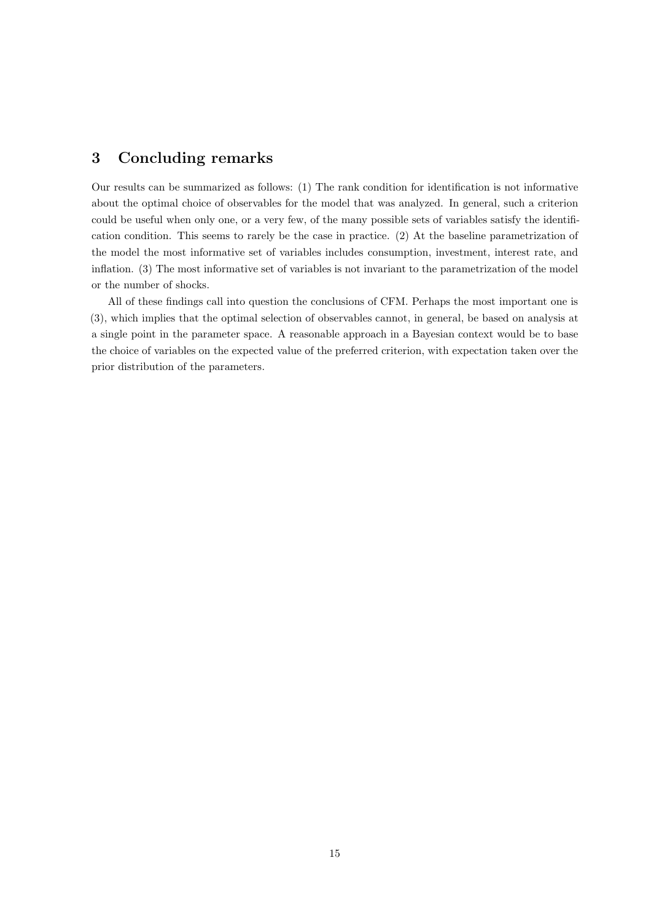## 3 Concluding remarks

Our results can be summarized as follows: (1) The rank condition for identification is not informative about the optimal choice of observables for the model that was analyzed. In general, such a criterion could be useful when only one, or a very few, of the many possible sets of variables satisfy the identification condition. This seems to rarely be the case in practice. (2) At the baseline parametrization of the model the most informative set of variables includes consumption, investment, interest rate, and inflation. (3) The most informative set of variables is not invariant to the parametrization of the model or the number of shocks.

All of these findings call into question the conclusions of CFM. Perhaps the most important one is (3), which implies that the optimal selection of observables cannot, in general, be based on analysis at a single point in the parameter space. A reasonable approach in a Bayesian context would be to base the choice of variables on the expected value of the preferred criterion, with expectation taken over the prior distribution of the parameters.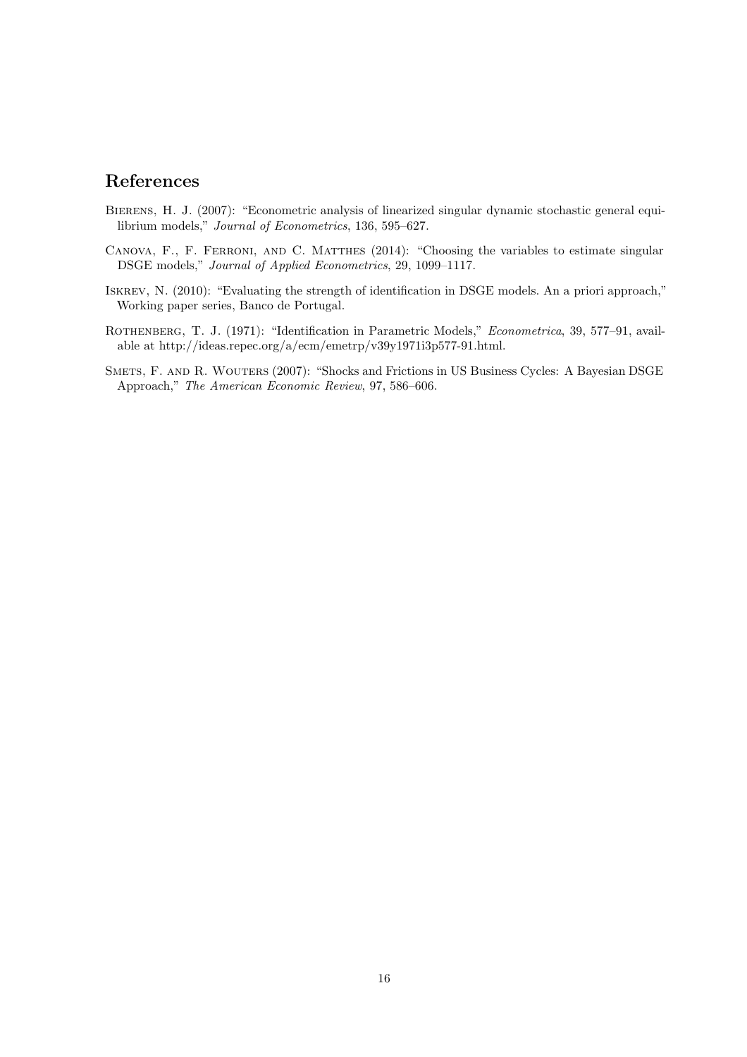## References

Bierens, H. J. (2007): "Econometric analysis of linearized singular dynamic stochastic general equilibrium models," *Journal of Econometrics*, 136, 595–627.

Canova, F., F. Ferroni, and C. Matthes (2014): "Choosing the variables to estimate singular DSGE models," *Journal of Applied Econometrics*, 29, 1099–1117.

Iskrev, N. (2010): "Evaluating the strength of identification in DSGE models. An a priori approach," Working paper series, Banco de Portugal.

Rothenberg, T. J. (1971): "Identification in Parametric Models," *Econometrica*, 39, 577–91, available at http://ideas.repec.org/a/ecm/emetrp/v39y1971i3p577-91.html.

Smets, F. and R. Wouters (2007): "Shocks and Frictions in US Business Cycles: A Bayesian DSGE Approach," *The American Economic Review*, 97, 586–606.